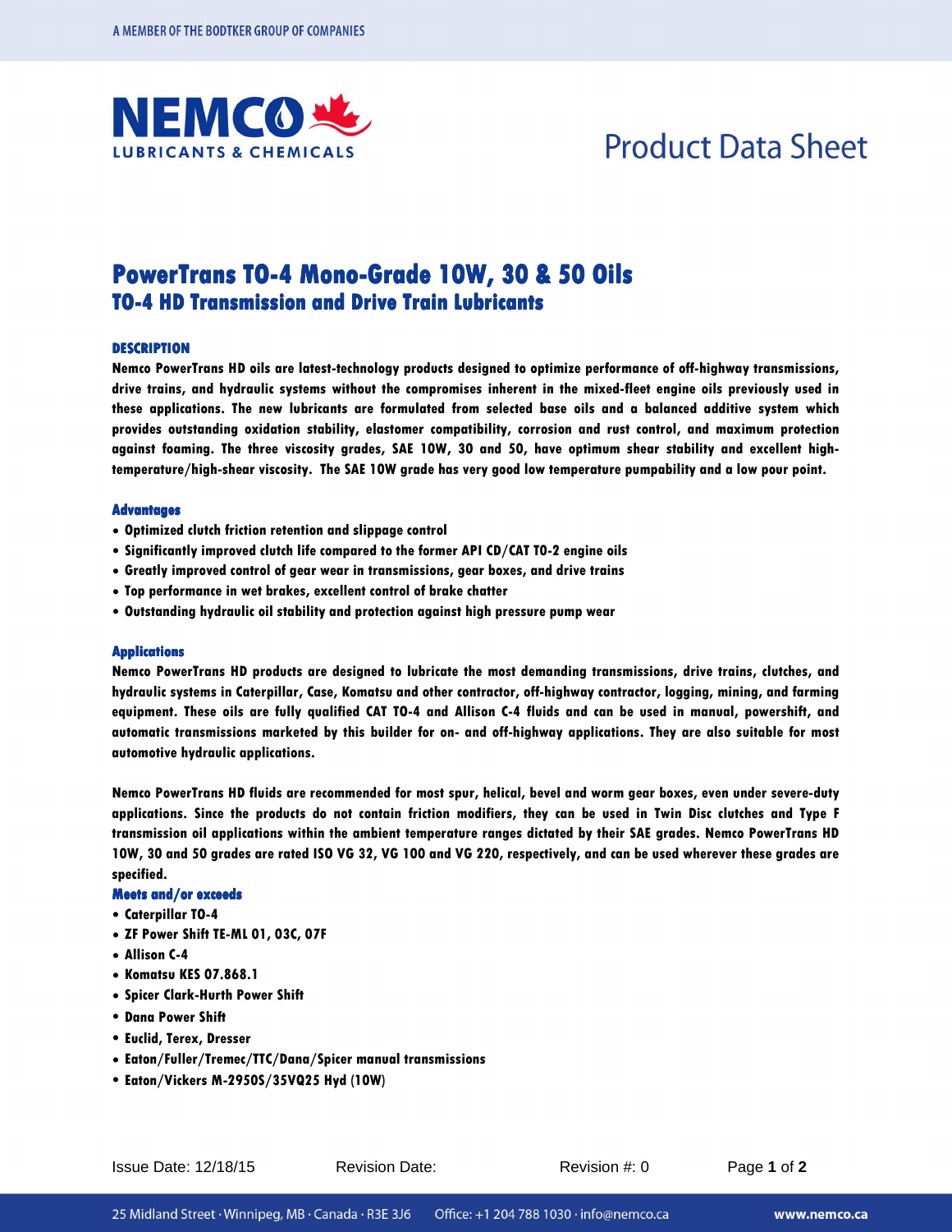# PowerTrans TO-4 Mono-Grade 10W, 30 & 50 Oils

## TO-4 HD Transmission and Drive Train Lubricants

### DESCRIPTION

**Nemco PowerTrans HD oils are latest-technology products designed to optimize performance of off-highway transmissions, drive trains, and hydraulic systems without the compromises inherent in the mixed-fleet engine oils previously used in these applications. The new lubricants are formulated from selected base oils and a balanced additive system which provides outstanding oxidation stability, elastomer compatibility, corrosion and rust control, and maximum protection against foaming. The three viscosity grades, SAE 10W, 30 and 50, have optimum shear stability and excellent high-temperature/high-shear viscosity. The SAE 10W grade has very good low temperature pumpability and a low pour point.**

### Advantages

- **Optimized clutch friction retention and slippage control**
- **Significantly improved clutch life compared to the former API CD/CAT TO-2 engine oils**
- **Greatly improved control of gear wear in transmissions, gear boxes, and drive trains**
- **Top performance in wet brakes, excellent control of brake chatter**
- **Outstanding hydraulic oil stability and protection against high pressure pump wear**

### Applications

**Nemco PowerTrans HD products are designed to lubricate the most demanding transmissions, drive trains, clutches, and hydraulic systems in Caterpillar, Case, Komatsu and other contractor, off-highway contractor, logging, mining, and farming equipment. These oils are fully qualified CAT TO-4 and Allison C-4 fluids and can be used in manual, powershift, and automatic transmissions marketed by this builder for on- and off-highway applications. They are also suitable for most automotive hydraulic applications.**

**Nemco PowerTrans HD fluids are recommended for most spur, helical, bevel and worm gear boxes, even under severe-duty applications. Since the products do not contain friction modifiers, they can be used in Twin Disc clutches and Type F transmission oil applications within the ambient temperature ranges dictated by their SAE grades. Nemco PowerTrans HD 10W, 30 and 50 grades are rated ISO VG 32, VG 100 and VG 220, respectively, and can be used wherever these grades are specified.**

### Meets and/or exceeds

- **Caterpillar TO-4**
- **ZF Power Shift TE-ML 01, 03C, 07F**
- **Allison C-4**
- **Komatsu KES 07.868.1**
- **Spicer Clark-Hurth Power Shift**
- **Dana Power Shift**
- **Euclid, Terex, Dresser**
- **Eaton/Fuller/Tremec/TTC/Dana/Spicer manual transmissions**
- **Eaton/Vickers M-2950S/35VQ25 Hyd (10W)**

Issue Date: 12/18/15 | Revision Date: | Revision #: 0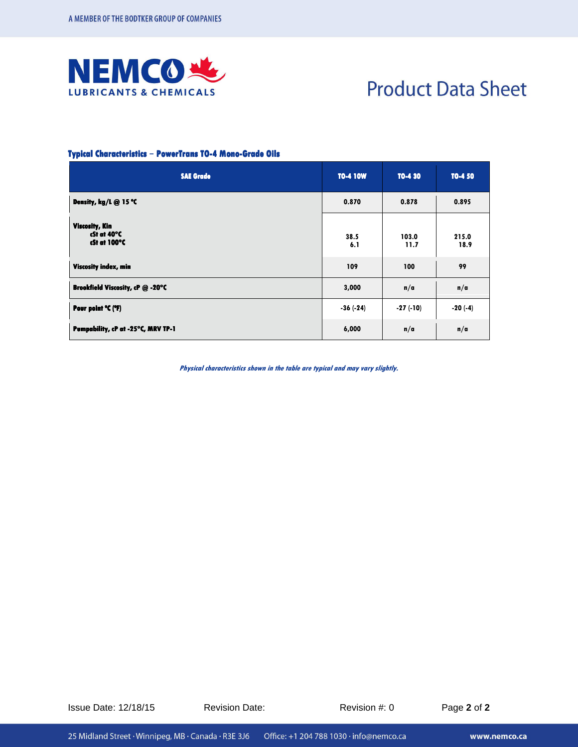### Typical Characteristics – PowerTrans TO-4 Mono-Grade Oils

| SAE Grade | TO-4 10W | TO-4 30 | TO-4 50 |
|---|---|---|---|
| Density, kg/L @ 15 °C | 0.870 | 0.878 | 0.895 |
| Viscosity, Kin<br>cSt at 40°C<br>cSt at 100°C | 38.5<br>6.1 | 103.0<br>11.7 | 215.0<br>18.9 |
| Viscosity index, min | 109 | 100 | 99 |
| Brookfield Viscosity, cP @ -20°C | 3,000 | n/a | n/a |
| Pour point °C (°F) | -36 (-24) | -27 (-10) | -20 (-4) |
| Pumpability, cP at -25°C, MRV TP-1 | 6,000 | n/a | n/a |

*Physical characteristics shown in the table are typical and may vary slightly.*

Issue Date: 12/18/15 Revision Date: Revision #: 0